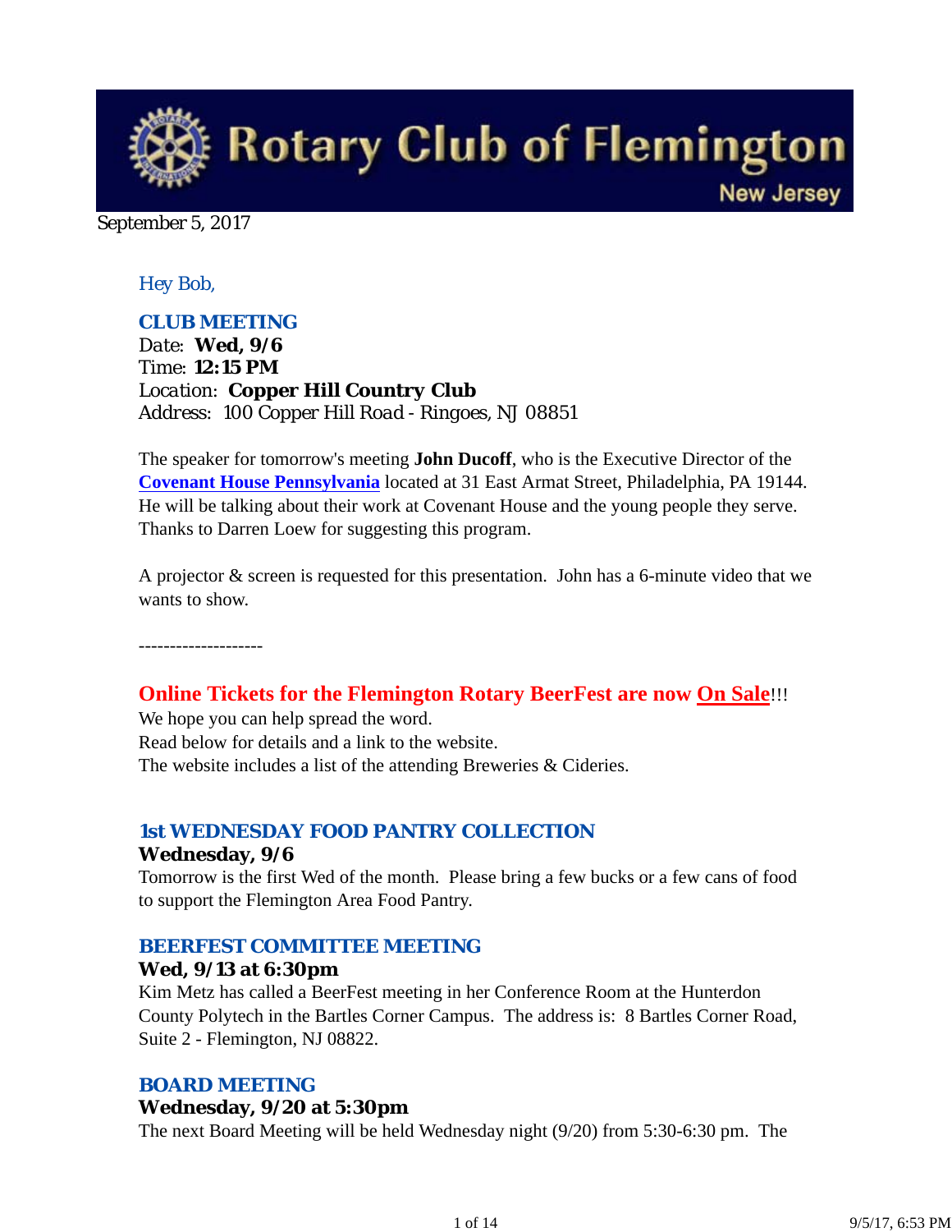# Rotary Club of Flemington

New Jersey

September 5, 2017

Hey Bob,

## CLUB MEETING

Date: **Wed, 9/6**
Time: **12:15 PM**
Location: **Copper Hill Country Club**
Address: 100 Copper Hill Road - Ringoes, NJ 08851

The speaker for tomorrow's meeting **John Ducoff**, who is the Executive Director of the **Covenant House Pennsylvania** located at 31 East Armat Street, Philadelphia, PA 19144. He will be talking about their work at Covenant House and the young people they serve. Thanks to Darren Loew for suggesting this program.

A projector & screen is requested for this presentation. John has a 6-minute video that we wants to show.

--------------------

**Online Tickets for the Flemington Rotary BeerFest are now On Sale!!!**
We hope you can help spread the word.
Read below for details and a link to the website.
The website includes a list of the attending Breweries & Cideries.

## 1st WEDNESDAY FOOD PANTRY COLLECTION

**Wednesday, 9/6**
Tomorrow is the first Wed of the month. Please bring a few bucks or a few cans of food to support the Flemington Area Food Pantry.

## BEERFEST COMMITTEE MEETING

**Wed, 9/13 at 6:30pm**
Kim Metz has called a BeerFest meeting in her Conference Room at the Hunterdon County Polytech in the Bartles Corner Campus. The address is: 8 Bartles Corner Road, Suite 2 - Flemington, NJ 08822.

## BOARD MEETING

**Wednesday, 9/20 at 5:30pm**
The next Board Meeting will be held Wednesday night (9/20) from 5:30-6:30 pm. The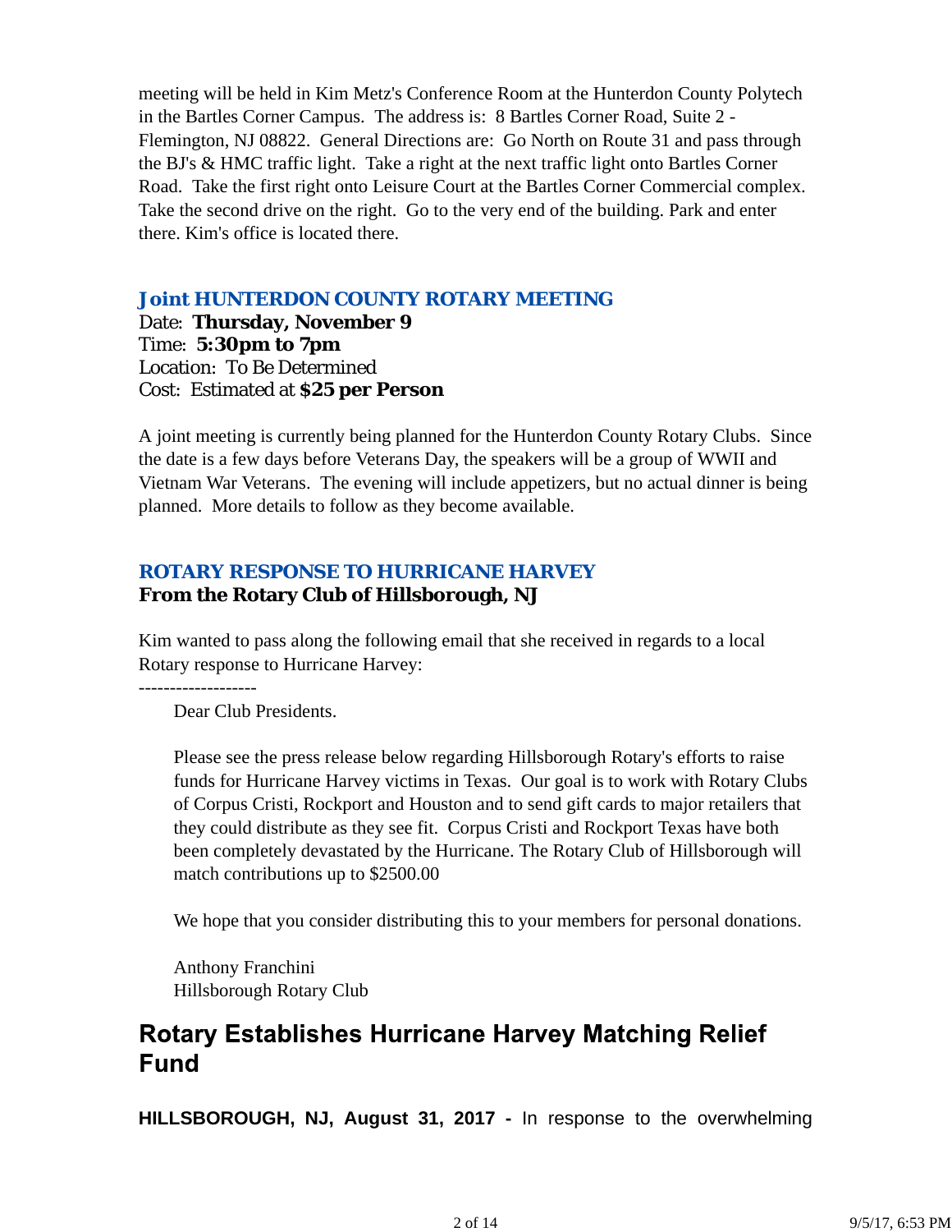meeting will be held in Kim Metz's Conference Room at the Hunterdon County Polytech in the Bartles Corner Campus. The address is: 8 Bartles Corner Road, Suite 2 - Flemington, NJ 08822. General Directions are: Go North on Route 31 and pass through the BJ's & HMC traffic light. Take a right at the next traffic light onto Bartles Corner Road. Take the first right onto Leisure Court at the Bartles Corner Commercial complex. Take the second drive on the right. Go to the very end of the building. Park and enter there. Kim's office is located there.

### *Joint HUNTERDON COUNTY ROTARY MEETING*

Date: **Thursday, November 9**
Time: **5:30pm to 7pm**
Location: To Be Determined
Cost: Estimated at **$25 per Person**

A joint meeting is currently being planned for the Hunterdon County Rotary Clubs. Since the date is a few days before Veterans Day, the speakers will be a group of WWII and Vietnam War Veterans. The evening will include appetizers, but no actual dinner is being planned. More details to follow as they become available.

### ROTARY RESPONSE TO HURRICANE HARVEY

**From the Rotary Club of Hillsborough, NJ**

Kim wanted to pass along the following email that she received in regards to a local Rotary response to Hurricane Harvey:

-------------------

> Dear Club Presidents.
>
> Please see the press release below regarding Hillsborough Rotary's efforts to raise funds for Hurricane Harvey victims in Texas. Our goal is to work with Rotary Clubs of Corpus Cristi, Rockport and Houston and to send gift cards to major retailers that they could distribute as they see fit. Corpus Cristi and Rockport Texas have both been completely devastated by the Hurricane. The Rotary Club of Hillsborough will match contributions up to $2500.00
>
> We hope that you consider distributing this to your members for personal donations.
>
> Anthony Franchini
> Hillsborough Rotary Club

## Rotary Establishes Hurricane Harvey Matching Relief Fund

**HILLSBOROUGH, NJ, August 31, 2017 -** In response to the overwhelming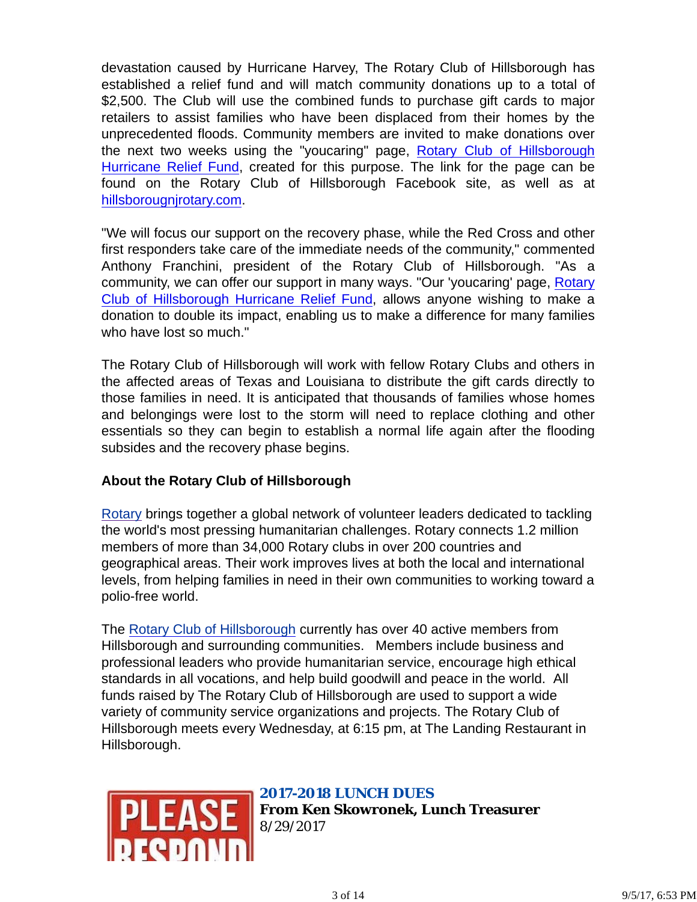devastation caused by Hurricane Harvey, The Rotary Club of Hillsborough has established a relief fund and will match community donations up to a total of $2,500. The Club will use the combined funds to purchase gift cards to major retailers to assist families who have been displaced from their homes by the unprecedented floods. Community members are invited to make donations over the next two weeks using the "youcaring" page, Rotary Club of Hillsborough Hurricane Relief Fund, created for this purpose. The link for the page can be found on the Rotary Club of Hillsborough Facebook site, as well as at hillsborougnjrotary.com.

"We will focus our support on the recovery phase, while the Red Cross and other first responders take care of the immediate needs of the community," commented Anthony Franchini, president of the Rotary Club of Hillsborough. "As a community, we can offer our support in many ways. "Our 'youcaring' page, Rotary Club of Hillsborough Hurricane Relief Fund, allows anyone wishing to make a donation to double its impact, enabling us to make a difference for many families who have lost so much."

The Rotary Club of Hillsborough will work with fellow Rotary Clubs and others in the affected areas of Texas and Louisiana to distribute the gift cards directly to those families in need. It is anticipated that thousands of families whose homes and belongings were lost to the storm will need to replace clothing and other essentials so they can begin to establish a normal life again after the flooding subsides and the recovery phase begins.

**About the Rotary Club of Hillsborough**

Rotary brings together a global network of volunteer leaders dedicated to tackling the world's most pressing humanitarian challenges. Rotary connects 1.2 million members of more than 34,000 Rotary clubs in over 200 countries and geographical areas. Their work improves lives at both the local and international levels, from helping families in need in their own communities to working toward a polio-free world.

The Rotary Club of Hillsborough currently has over 40 active members from Hillsborough and surrounding communities. Members include business and professional leaders who provide humanitarian service, encourage high ethical standards in all vocations, and help build goodwill and peace in the world. All funds raised by The Rotary Club of Hillsborough are used to support a wide variety of community service organizations and projects. The Rotary Club of Hillsborough meets every Wednesday, at 6:15 pm, at The Landing Restaurant in Hillsborough.

### 2017-2018 LUNCH DUES

**From Ken Skowronek, Lunch Treasurer**
8/29/2017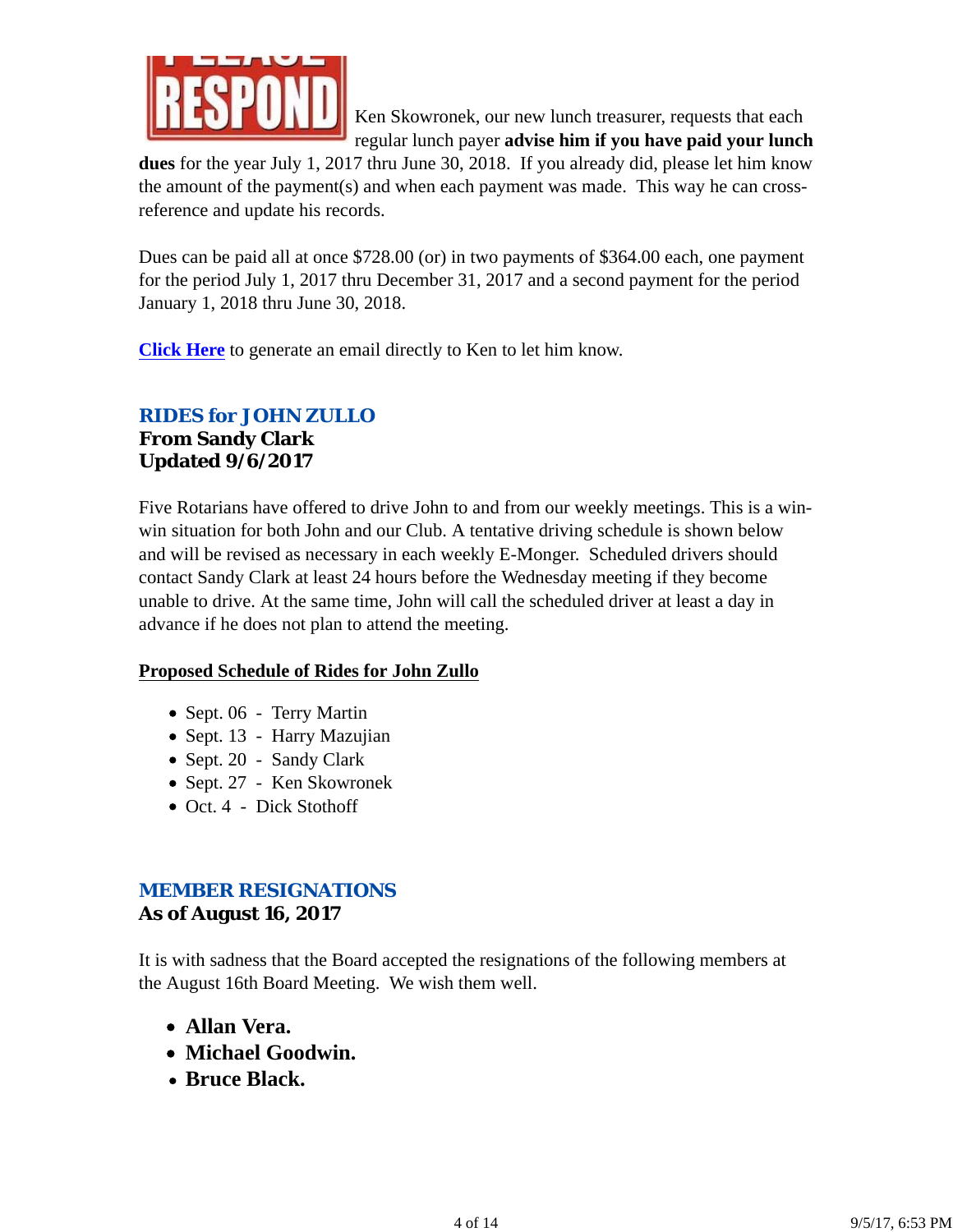Ken Skowronek, our new lunch treasurer, requests that each regular lunch payer **advise him if you have paid your lunch dues** for the year July 1, 2017 thru June 30, 2018. If you already did, please let him know the amount of the payment(s) and when each payment was made. This way he can cross-reference and update his records.

Dues can be paid all at once $728.00 (or) in two payments of $364.00 each, one payment for the period July 1, 2017 thru December 31, 2017 and a second payment for the period January 1, 2018 thru June 30, 2018.

**Click Here** to generate an email directly to Ken to let him know.

## RIDES for JOHN ZULLO

**From Sandy Clark**
**Updated 9/6/2017**

Five Rotarians have offered to drive John to and from our weekly meetings. This is a win-win situation for both John and our Club. A tentative driving schedule is shown below and will be revised as necessary in each weekly E-Monger. Scheduled drivers should contact Sandy Clark at least 24 hours before the Wednesday meeting if they become unable to drive. At the same time, John will call the scheduled driver at least a day in advance if he does not plan to attend the meeting.

**Proposed Schedule of Rides for John Zullo**

- Sept. 06 - Terry Martin
- Sept. 13 - Harry Mazujian
- Sept. 20 - Sandy Clark
- Sept. 27 - Ken Skowronek
- Oct. 4 - Dick Stothoff

## MEMBER RESIGNATIONS

**As of August 16, 2017**

It is with sadness that the Board accepted the resignations of the following members at the August 16th Board Meeting. We wish them well.

- **Allan Vera.**
- **Michael Goodwin.**
- **Bruce Black.**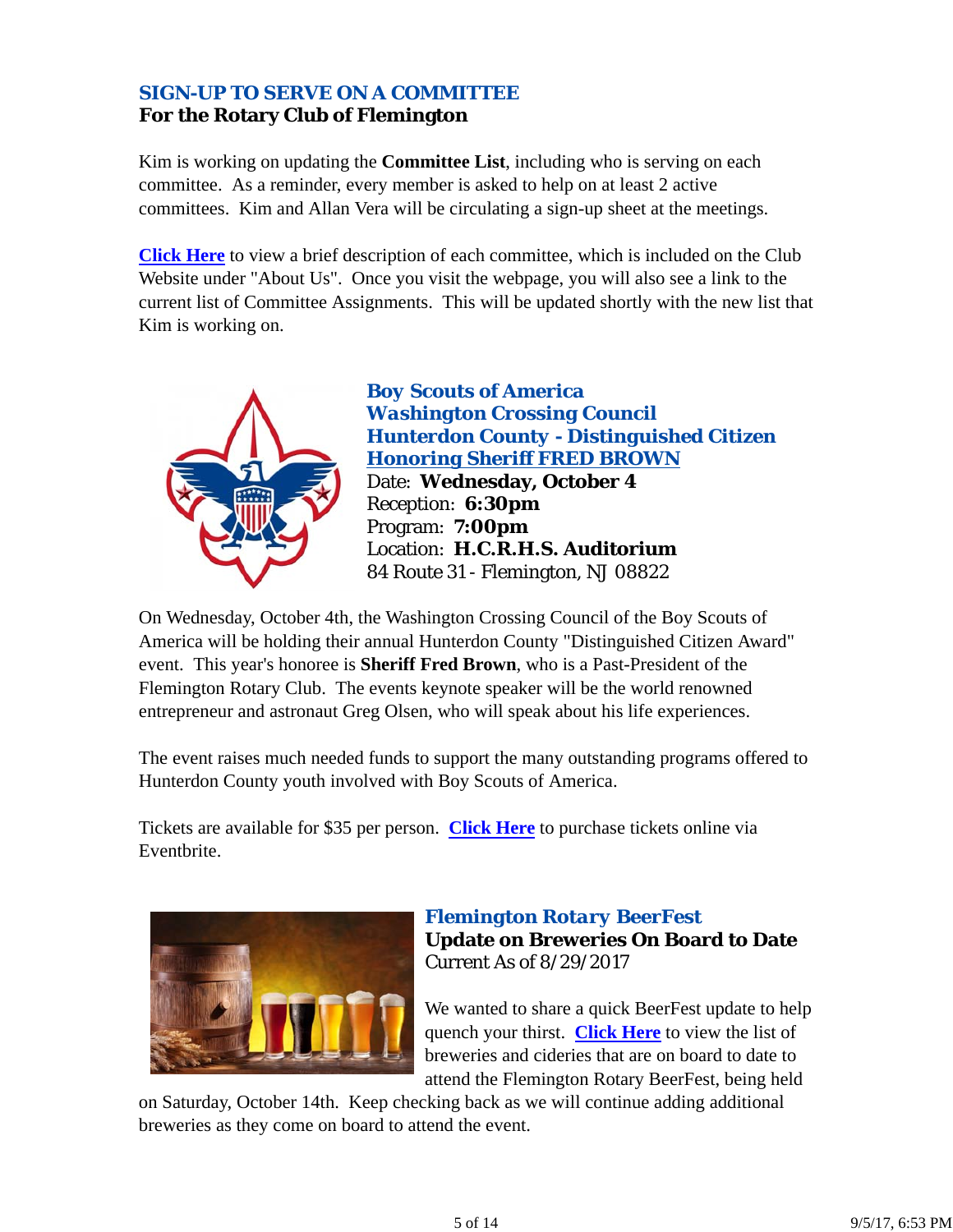## SIGN-UP TO SERVE ON A COMMITTEE
**For the Rotary Club of Flemington**

Kim is working on updating the **Committee List**, including who is serving on each committee. As a reminder, every member is asked to help on at least 2 active committees. Kim and Allan Vera will be circulating a sign-up sheet at the meetings.

**Click Here** to view a brief description of each committee, which is included on the Club Website under "About Us". Once you visit the webpage, you will also see a link to the current list of Committee Assignments. This will be updated shortly with the new list that Kim is working on.

## Boy Scouts of America
## Washington Crossing Council
## Hunterdon County - Distinguished Citizen
## Honoring Sheriff FRED BROWN

Date: **Wednesday, October 4**
Reception: **6:30pm**
Program: **7:00pm**
Location: **H.C.R.H.S. Auditorium**
84 Route 31 - Flemington, NJ 08822

On Wednesday, October 4th, the Washington Crossing Council of the Boy Scouts of America will be holding their annual Hunterdon County "Distinguished Citizen Award" event. This year's honoree is **Sheriff Fred Brown**, who is a Past-President of the Flemington Rotary Club. The events keynote speaker will be the world renowned entrepreneur and astronaut Greg Olsen, who will speak about his life experiences.

The event raises much needed funds to support the many outstanding programs offered to Hunterdon County youth involved with Boy Scouts of America.

Tickets are available for $35 per person. **Click Here** to purchase tickets online via Eventbrite.

## Flemington Rotary BeerFest
**Update on Breweries On Board to Date**
Current As of 8/29/2017

We wanted to share a quick BeerFest update to help quench your thirst. **Click Here** to view the list of breweries and cideries that are on board to date to attend the Flemington Rotary BeerFest, being held on Saturday, October 14th. Keep checking back as we will continue adding additional breweries as they come on board to attend the event.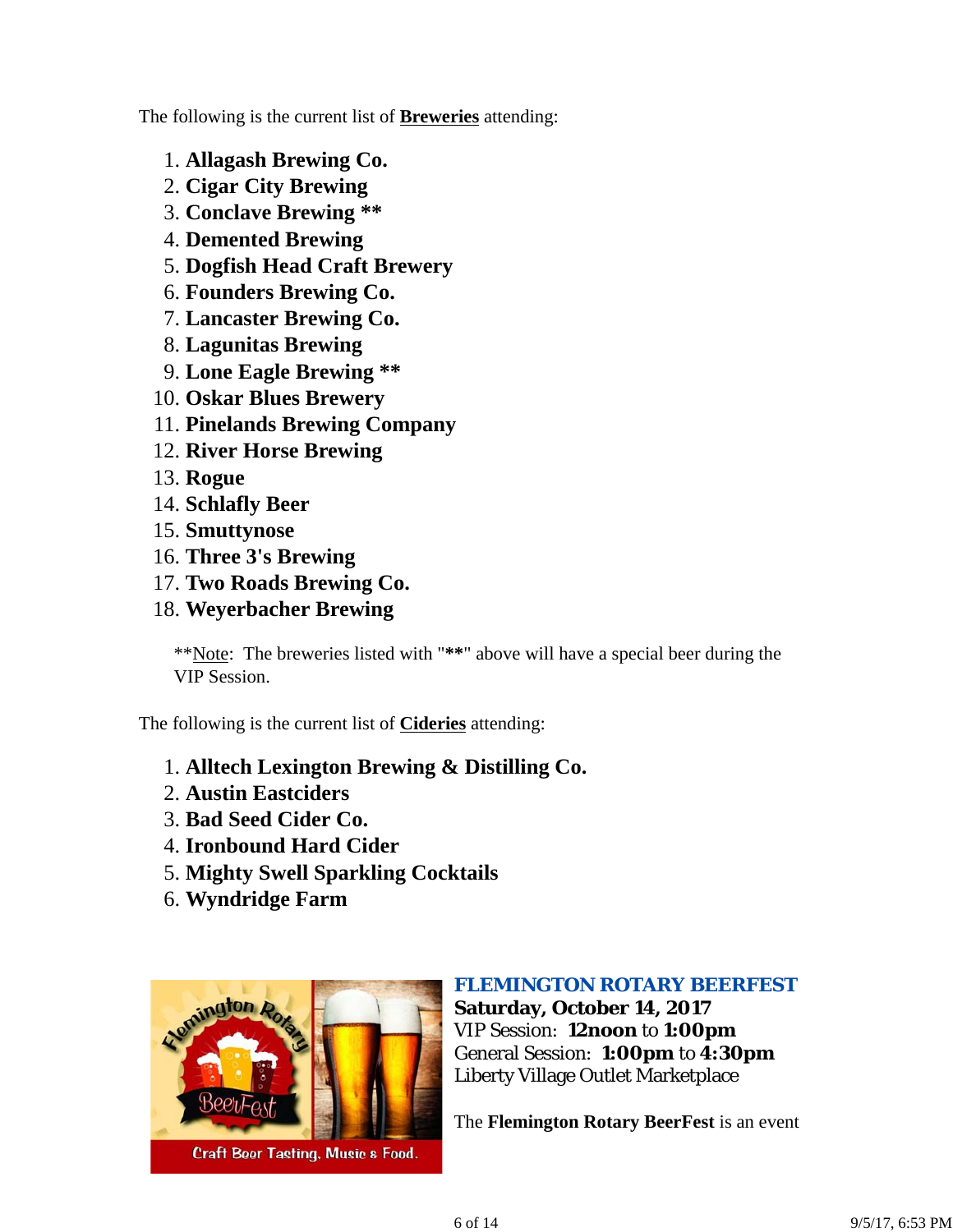The following is the current list of **Breweries** attending:

1. **Allagash Brewing Co.**
2. **Cigar City Brewing**
3. **Conclave Brewing \*\***
4. **Demented Brewing**
5. **Dogfish Head Craft Brewery**
6. **Founders Brewing Co.**
7. **Lancaster Brewing Co.**
8. **Lagunitas Brewing**
9. **Lone Eagle Brewing \*\***
10. **Oskar Blues Brewery**
11. **Pinelands Brewing Company**
12. **River Horse Brewing**
13. **Rogue**
14. **Schlafly Beer**
15. **Smuttynose**
16. **Three 3's Brewing**
17. **Two Roads Brewing Co.**
18. **Weyerbacher Brewing**

> \*\*Note: The breweries listed with "**\*\***" above will have a special beer during the VIP Session.

The following is the current list of **Cideries** attending:

1. **Alltech Lexington Brewing & Distilling Co.**
2. **Austin Eastciders**
3. **Bad Seed Cider Co.**
4. **Ironbound Hard Cider**
5. **Mighty Swell Sparkling Cocktails**
6. **Wyndridge Farm**

***FLEMINGTON ROTARY BEERFEST***
**Saturday, October 14, 2017**
VIP Session: **12noon** to **1:00pm**
General Session: **1:00pm** to **4:30pm**
Liberty Village Outlet Marketplace

The **Flemington Rotary BeerFest** is an event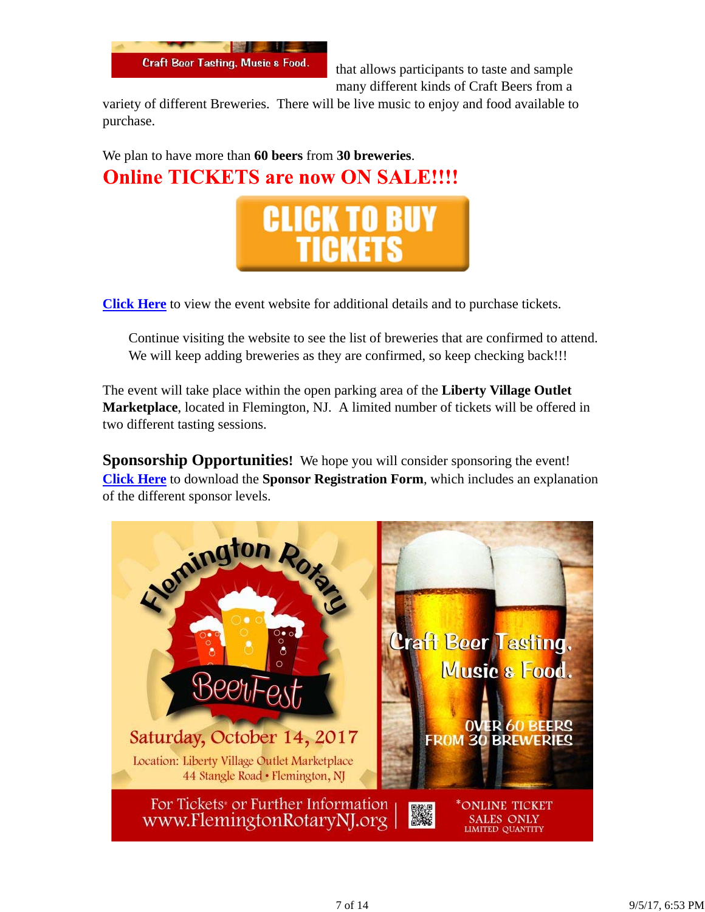Craft Beer Tasting, Music & Food.

that allows participants to taste and sample many different kinds of Craft Beers from a variety of different Breweries. There will be live music to enjoy and food available to purchase.

We plan to have more than **60 beers** from **30 breweries**.

## Online TICKETS are now ON SALE!!!!

**CLICK TO BUY TICKETS**

Click Here to view the event website for additional details and to purchase tickets.

> Continue visiting the website to see the list of breweries that are confirmed to attend. We will keep adding breweries as they are confirmed, so keep checking back!!!

The event will take place within the open parking area of the **Liberty Village Outlet Marketplace**, located in Flemington, NJ. A limited number of tickets will be offered in two different tasting sessions.

**Sponsorship Opportunities!** We hope you will consider sponsoring the event! Click Here to download the **Sponsor Registration Form**, which includes an explanation of the different sponsor levels.

Flemington Rotary BeerFest

Saturday, October 14, 2017

Location: Liberty Village Outlet Marketplace
44 Stangle Road • Flemington, NJ

Craft Beer Tasting, Music & Food.

OVER 60 BEERS FROM 30 BREWERIES

For Tickets* or Further Information
www.FlemingtonRotaryNJ.org

*ONLINE TICKET SALES ONLY
LIMITED QUANTITY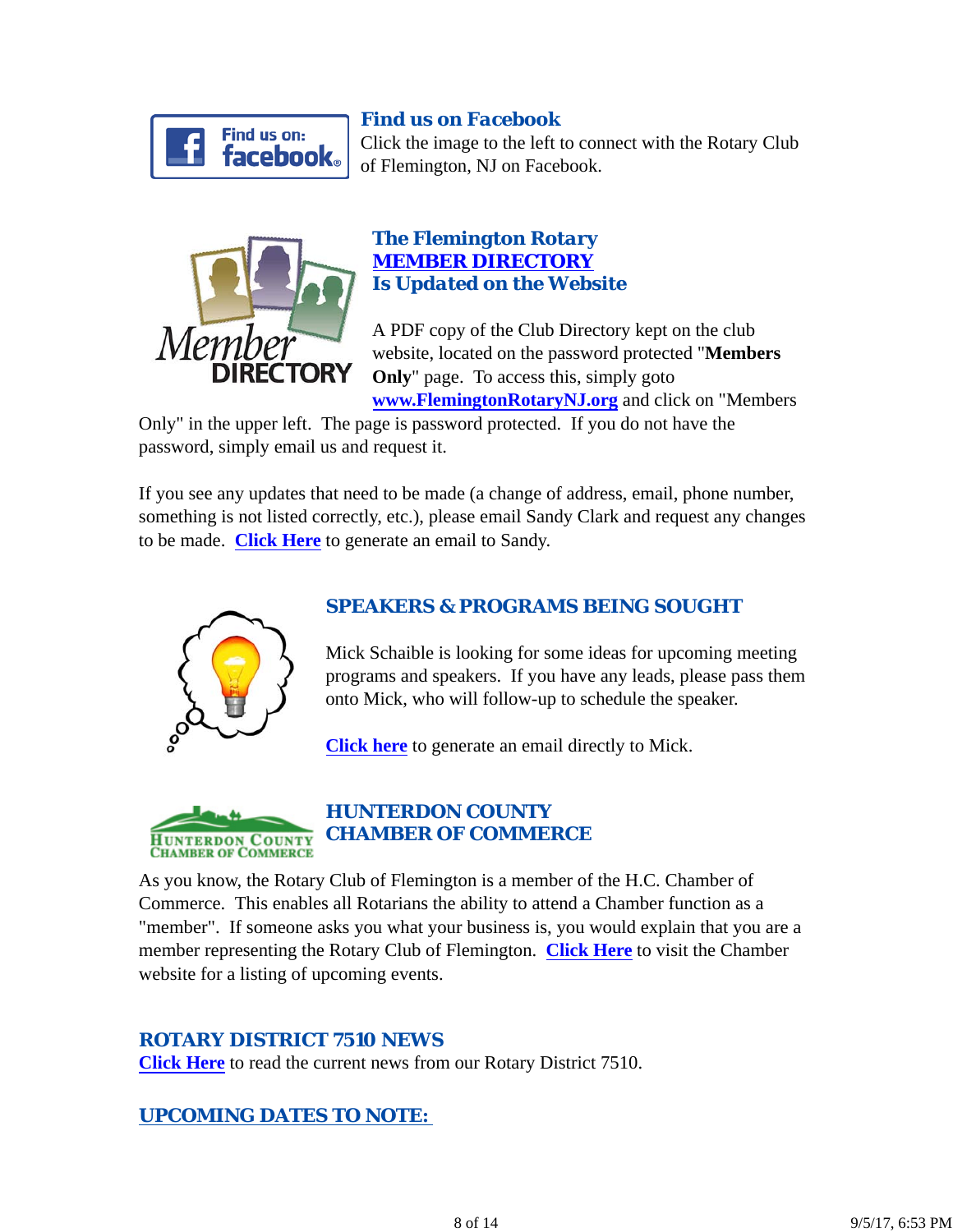### Find us on Facebook

Click the image to the left to connect with the Rotary Club of Flemington, NJ on Facebook.

### The Flemington Rotary MEMBER DIRECTORY Is Updated on the Website

A PDF copy of the Club Directory kept on the club website, located on the password protected "**Members Only**" page. To access this, simply goto **www.FlemingtonRotaryNJ.org** and click on "Members Only" in the upper left. The page is password protected. If you do not have the password, simply email us and request it.

If you see any updates that need to be made (a change of address, email, phone number, something is not listed correctly, etc.), please email Sandy Clark and request any changes to be made. **Click Here** to generate an email to Sandy.

### SPEAKERS & PROGRAMS BEING SOUGHT

Mick Schaible is looking for some ideas for upcoming meeting programs and speakers. If you have any leads, please pass them onto Mick, who will follow-up to schedule the speaker.

**Click here** to generate an email directly to Mick.

### HUNTERDON COUNTY CHAMBER OF COMMERCE

As you know, the Rotary Club of Flemington is a member of the H.C. Chamber of Commerce. This enables all Rotarians the ability to attend a Chamber function as a "member". If someone asks you what your business is, you would explain that you are a member representing the Rotary Club of Flemington. **Click Here** to visit the Chamber website for a listing of upcoming events.

### ROTARY DISTRICT 7510 NEWS

**Click Here** to read the current news from our Rotary District 7510.

### UPCOMING DATES TO NOTE: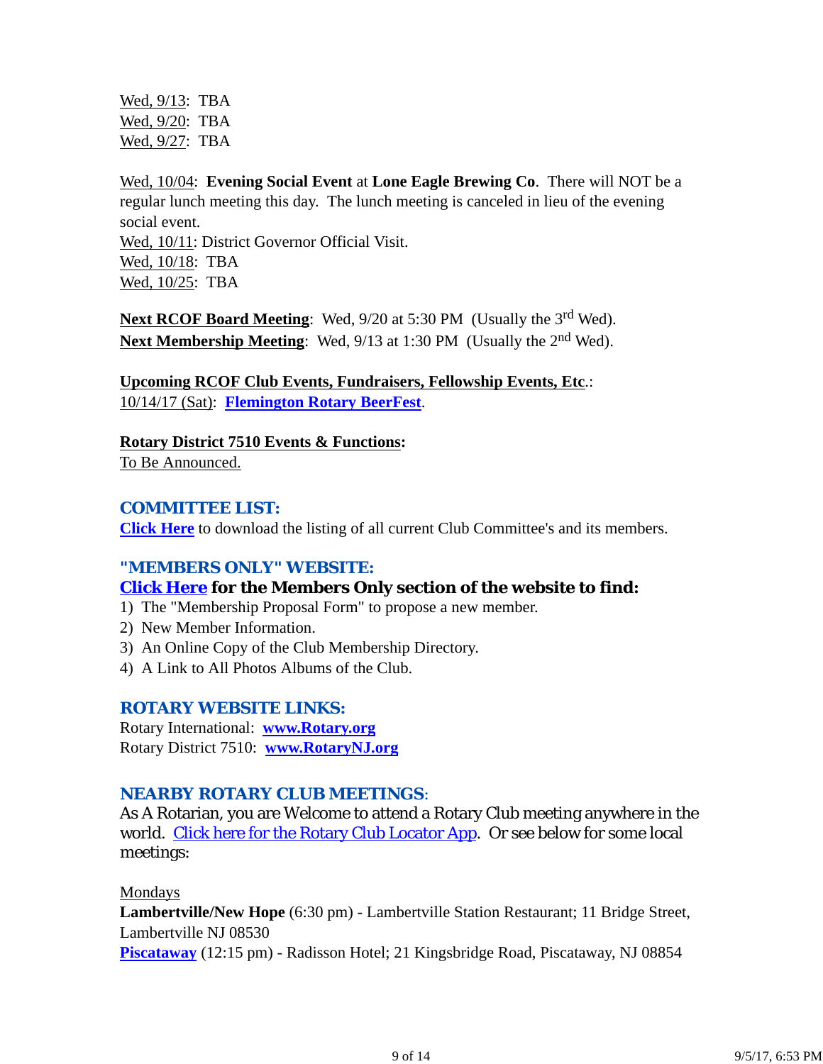Wed, 9/13: TBA
Wed, 9/20: TBA
Wed, 9/27: TBA

Wed, 10/04: **Evening Social Event** at **Lone Eagle Brewing Co**. There will NOT be a regular lunch meeting this day. The lunch meeting is canceled in lieu of the evening social event.
Wed, 10/11: District Governor Official Visit.
Wed, 10/18: TBA
Wed, 10/25: TBA

**Next RCOF Board Meeting**: Wed, 9/20 at 5:30 PM (Usually the 3rd Wed).
**Next Membership Meeting**: Wed, 9/13 at 1:30 PM (Usually the 2nd Wed).

**Upcoming RCOF Club Events, Fundraisers, Fellowship Events, Etc**.:
10/14/17 (Sat): **Flemington Rotary BeerFest**.

**Rotary District 7510 Events & Functions:**
To Be Announced.

## COMMITTEE LIST:

**Click Here** to download the listing of all current Club Committee's and its members.

## "MEMBERS ONLY" WEBSITE:

**Click Here for the Members Only section of the website to find:**

1) The "Membership Proposal Form" to propose a new member.
2) New Member Information.
3) An Online Copy of the Club Membership Directory.
4) A Link to All Photos Albums of the Club.

## ROTARY WEBSITE LINKS:

Rotary International: **www.Rotary.org**
Rotary District 7510: **www.RotaryNJ.org**

## NEARBY ROTARY CLUB MEETINGS:

As A Rotarian, you are Welcome to attend a Rotary Club meeting anywhere in the world. Click here for the Rotary Club Locator App. Or see below for some local meetings:

Mondays
**Lambertville/New Hope** (6:30 pm) - Lambertville Station Restaurant; 11 Bridge Street, Lambertville NJ 08530
**Piscataway** (12:15 pm) - Radisson Hotel; 21 Kingsbridge Road, Piscataway, NJ 08854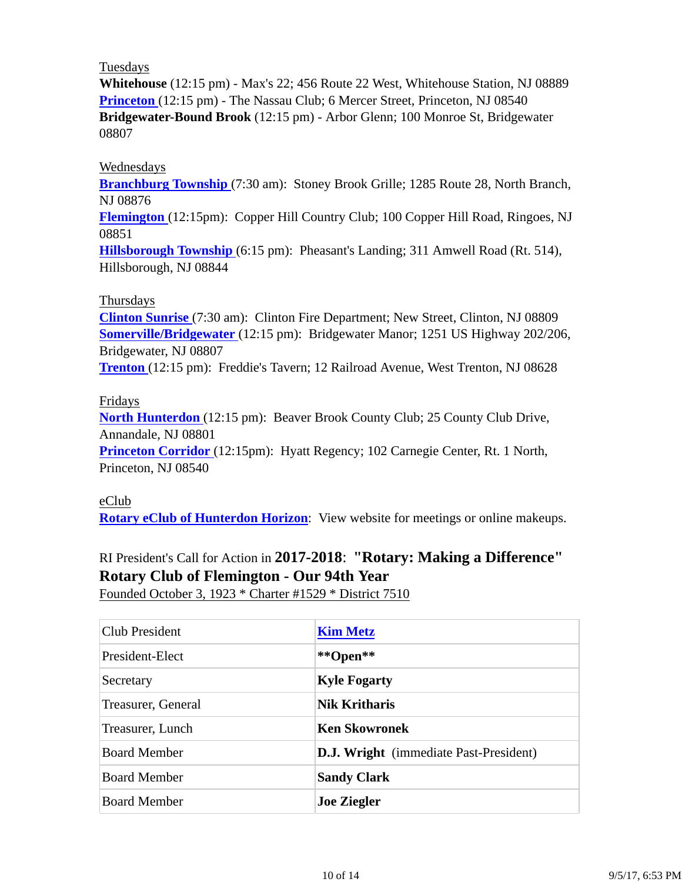Tuesdays

**Whitehouse** (12:15 pm) - Max's 22; 456 Route 22 West, Whitehouse Station, NJ 08889
**Princeton** (12:15 pm) - The Nassau Club; 6 Mercer Street, Princeton, NJ 08540
**Bridgewater-Bound Brook** (12:15 pm) - Arbor Glenn; 100 Monroe St, Bridgewater 08807

Wednesdays

**Branchburg Township** (7:30 am): Stoney Brook Grille; 1285 Route 28, North Branch, NJ 08876
**Flemington** (12:15pm): Copper Hill Country Club; 100 Copper Hill Road, Ringoes, NJ 08851
**Hillsborough Township** (6:15 pm): Pheasant's Landing; 311 Amwell Road (Rt. 514), Hillsborough, NJ 08844

Thursdays

**Clinton Sunrise** (7:30 am): Clinton Fire Department; New Street, Clinton, NJ 08809
**Somerville/Bridgewater** (12:15 pm): Bridgewater Manor; 1251 US Highway 202/206, Bridgewater, NJ 08807
**Trenton** (12:15 pm): Freddie's Tavern; 12 Railroad Avenue, West Trenton, NJ 08628

Fridays

**North Hunterdon** (12:15 pm): Beaver Brook County Club; 25 County Club Drive, Annandale, NJ 08801
**Princeton Corridor** (12:15pm): Hyatt Regency; 102 Carnegie Center, Rt. 1 North, Princeton, NJ 08540

eClub

**Rotary eClub of Hunterdon Horizon**: View website for meetings or online makeups.

RI President's Call for Action in **2017-2018**: **"Rotary: Making a Difference"**
**Rotary Club of Flemington - Our 94th Year**
Founded October 3, 1923 * Charter #1529 * District 7510

| | |
|---|---|
| Club President | **Kim Metz** |
| President-Elect | **\*\*Open\*\*** |
| Secretary | **Kyle Fogarty** |
| Treasurer, General | **Nik Kritharis** |
| Treasurer, Lunch | **Ken Skowronek** |
| Board Member | **D.J. Wright** (immediate Past-President) |
| Board Member | **Sandy Clark** |
| Board Member | **Joe Ziegler** |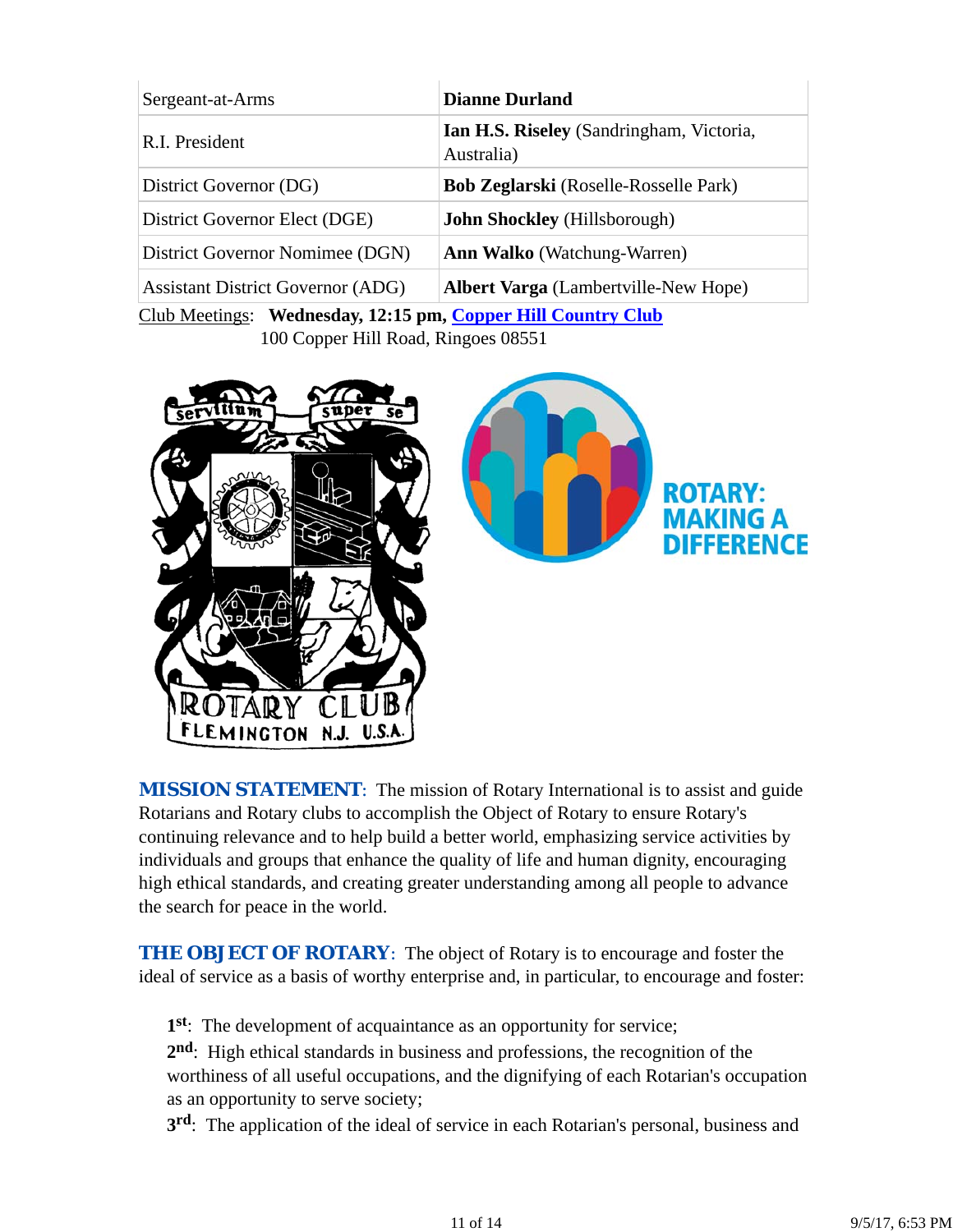| | |
|---|---|
| Sergeant-at-Arms | **Dianne Durland** |
| R.I. President | **Ian H.S. Riseley** (Sandringham, Victoria, Australia) |
| District Governor (DG) | **Bob Zeglarski** (Roselle-Rosselle Park) |
| District Governor Elect (DGE) | **John Shockley** (Hillsborough) |
| District Governor Nomimee (DGN) | **Ann Walko** (Watchung-Warren) |
| Assistant District Governor (ADG) | **Albert Varga** (Lambertville-New Hope) |

Club Meetings: **Wednesday, 12:15 pm, Copper Hill Country Club**
100 Copper Hill Road, Ringoes 08551

**MISSION STATEMENT**: The mission of Rotary International is to assist and guide Rotarians and Rotary clubs to accomplish the Object of Rotary to ensure Rotary's continuing relevance and to help build a better world, emphasizing service activities by individuals and groups that enhance the quality of life and human dignity, encouraging high ethical standards, and creating greater understanding among all people to advance the search for peace in the world.

**THE OBJECT OF ROTARY**: The object of Rotary is to encourage and foster the ideal of service as a basis of worthy enterprise and, in particular, to encourage and foster:

**1st**: The development of acquaintance as an opportunity for service;
**2nd**: High ethical standards in business and professions, the recognition of the worthiness of all useful occupations, and the dignifying of each Rotarian's occupation as an opportunity to serve society;
**3rd**: The application of the ideal of service in each Rotarian's personal, business and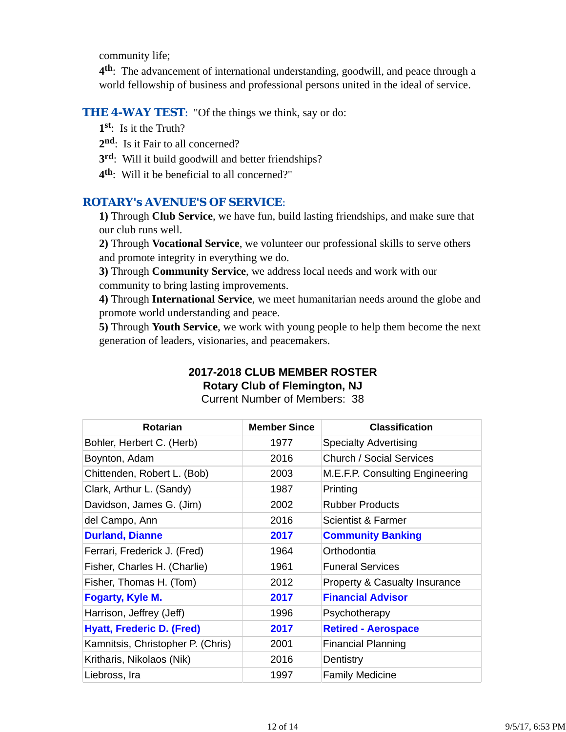community life;

**4th**: The advancement of international understanding, goodwill, and peace through a world fellowship of business and professional persons united in the ideal of service.

**THE 4-WAY TEST**: "Of the things we think, say or do:

**1st**: Is it the Truth?

**2nd**: Is it Fair to all concerned?

**3rd**: Will it build goodwill and better friendships?

**4th**: Will it be beneficial to all concerned?"

**ROTARY's AVENUE'S OF SERVICE**:

**1)** Through **Club Service**, we have fun, build lasting friendships, and make sure that our club runs well.

**2)** Through **Vocational Service**, we volunteer our professional skills to serve others and promote integrity in everything we do.

**3)** Through **Community Service**, we address local needs and work with our community to bring lasting improvements.

**4)** Through **International Service**, we meet humanitarian needs around the globe and promote world understanding and peace.

**5)** Through **Youth Service**, we work with young people to help them become the next generation of leaders, visionaries, and peacemakers.

**2017-2018 CLUB MEMBER ROSTER**

**Rotary Club of Flemington, NJ**

Current Number of Members: 38

| Rotarian | Member Since | Classification |
|---|---|---|
| Bohler, Herbert C. (Herb) | 1977 | Specialty Advertising |
| Boynton, Adam | 2016 | Church / Social Services |
| Chittenden, Robert L. (Bob) | 2003 | M.E.F.P. Consulting Engineering |
| Clark, Arthur L. (Sandy) | 1987 | Printing |
| Davidson, James G. (Jim) | 2002 | Rubber Products |
| del Campo, Ann | 2016 | Scientist & Farmer |
| **Durland, Dianne** | **2017** | **Community Banking** |
| Ferrari, Frederick J. (Fred) | 1964 | Orthodontia |
| Fisher, Charles H. (Charlie) | 1961 | Funeral Services |
| Fisher, Thomas H. (Tom) | 2012 | Property & Casualty Insurance |
| **Fogarty, Kyle M.** | **2017** | **Financial Advisor** |
| Harrison, Jeffrey (Jeff) | 1996 | Psychotherapy |
| **Hyatt, Frederic D. (Fred)** | **2017** | **Retired - Aerospace** |
| Kamnitsis, Christopher P. (Chris) | 2001 | Financial Planning |
| Kritharis, Nikolaos (Nik) | 2016 | Dentistry |
| Liebross, Ira | 1997 | Family Medicine |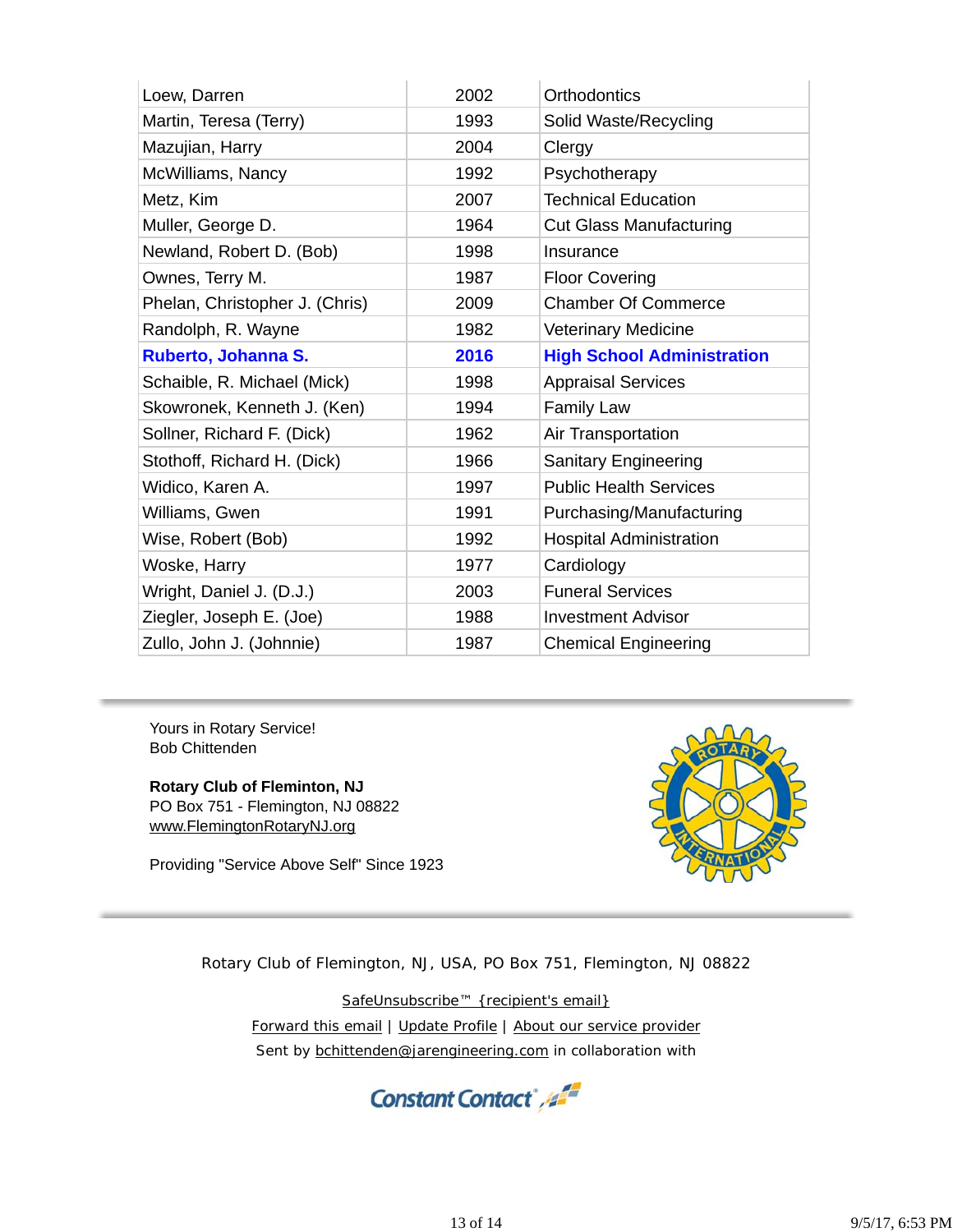| | | |
|---|---|---|
| Loew, Darren | 2002 | Orthodontics |
| Martin, Teresa (Terry) | 1993 | Solid Waste/Recycling |
| Mazujian, Harry | 2004 | Clergy |
| McWilliams, Nancy | 1992 | Psychotherapy |
| Metz, Kim | 2007 | Technical Education |
| Muller, George D. | 1964 | Cut Glass Manufacturing |
| Newland, Robert D. (Bob) | 1998 | Insurance |
| Ownes, Terry M. | 1987 | Floor Covering |
| Phelan, Christopher J. (Chris) | 2009 | Chamber Of Commerce |
| Randolph, R. Wayne | 1982 | Veterinary Medicine |
| **Ruberto, Johanna S.** | **2016** | **High School Administration** |
| Schaible, R. Michael (Mick) | 1998 | Appraisal Services |
| Skowronek, Kenneth J. (Ken) | 1994 | Family Law |
| Sollner, Richard F. (Dick) | 1962 | Air Transportation |
| Stothoff, Richard H. (Dick) | 1966 | Sanitary Engineering |
| Widico, Karen A. | 1997 | Public Health Services |
| Williams, Gwen | 1991 | Purchasing/Manufacturing |
| Wise, Robert (Bob) | 1992 | Hospital Administration |
| Woske, Harry | 1977 | Cardiology |
| Wright, Daniel J. (D.J.) | 2003 | Funeral Services |
| Ziegler, Joseph E. (Joe) | 1988 | Investment Advisor |
| Zullo, John J. (Johnnie) | 1987 | Chemical Engineering |

Yours in Rotary Service!
Bob Chittenden

**Rotary Club of Fleminton, NJ**
PO Box 751 - Flemington, NJ 08822
www.FlemingtonRotaryNJ.org

Providing "Service Above Self" Since 1923

Rotary Club of Flemington, NJ, USA, PO Box 751, Flemington, NJ 08822

SafeUnsubscribe™ {recipient's email}

Forward this email | Update Profile | About our service provider

Sent by bchittenden@jarengineering.com in collaboration with

Constant Contact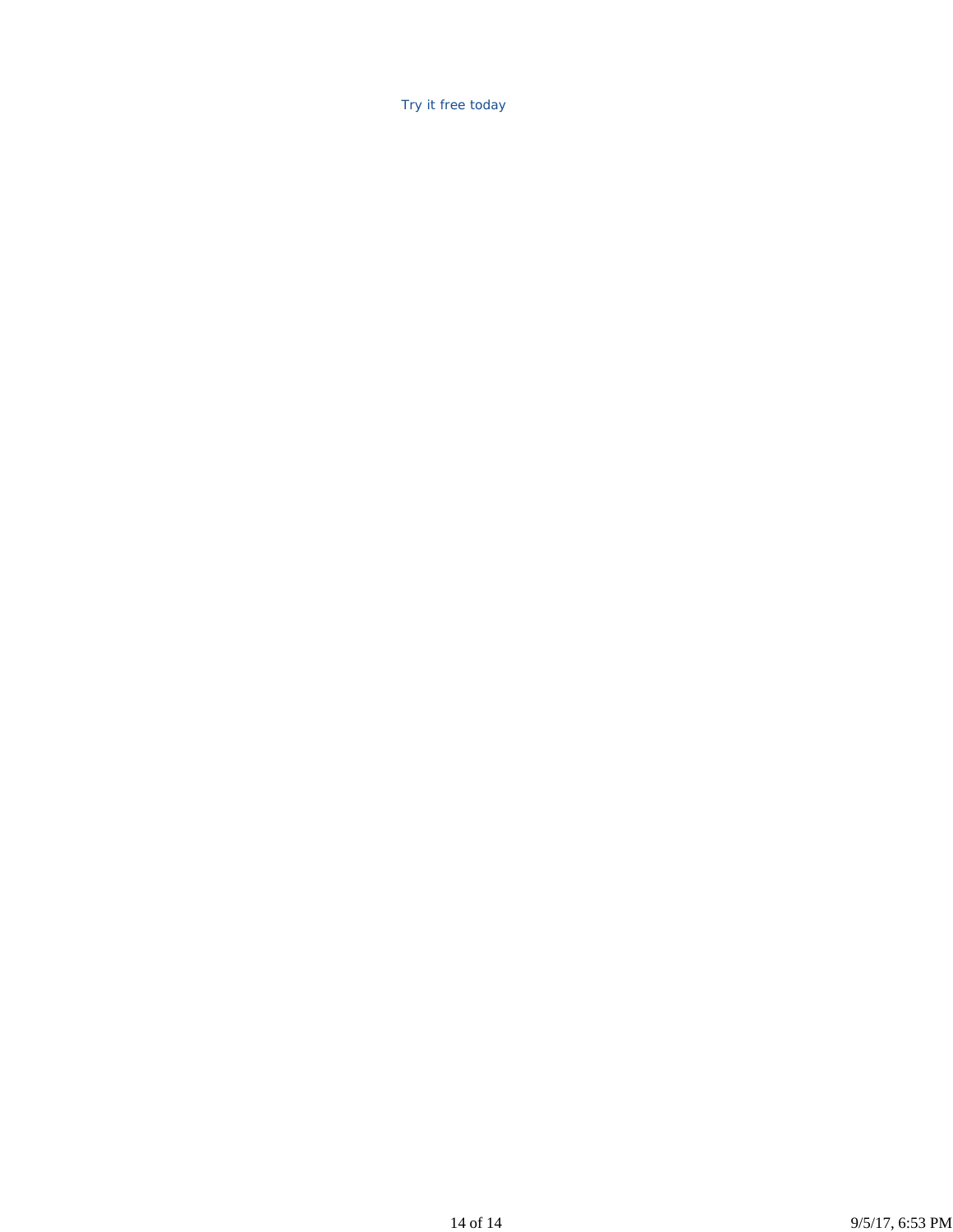Try it free today